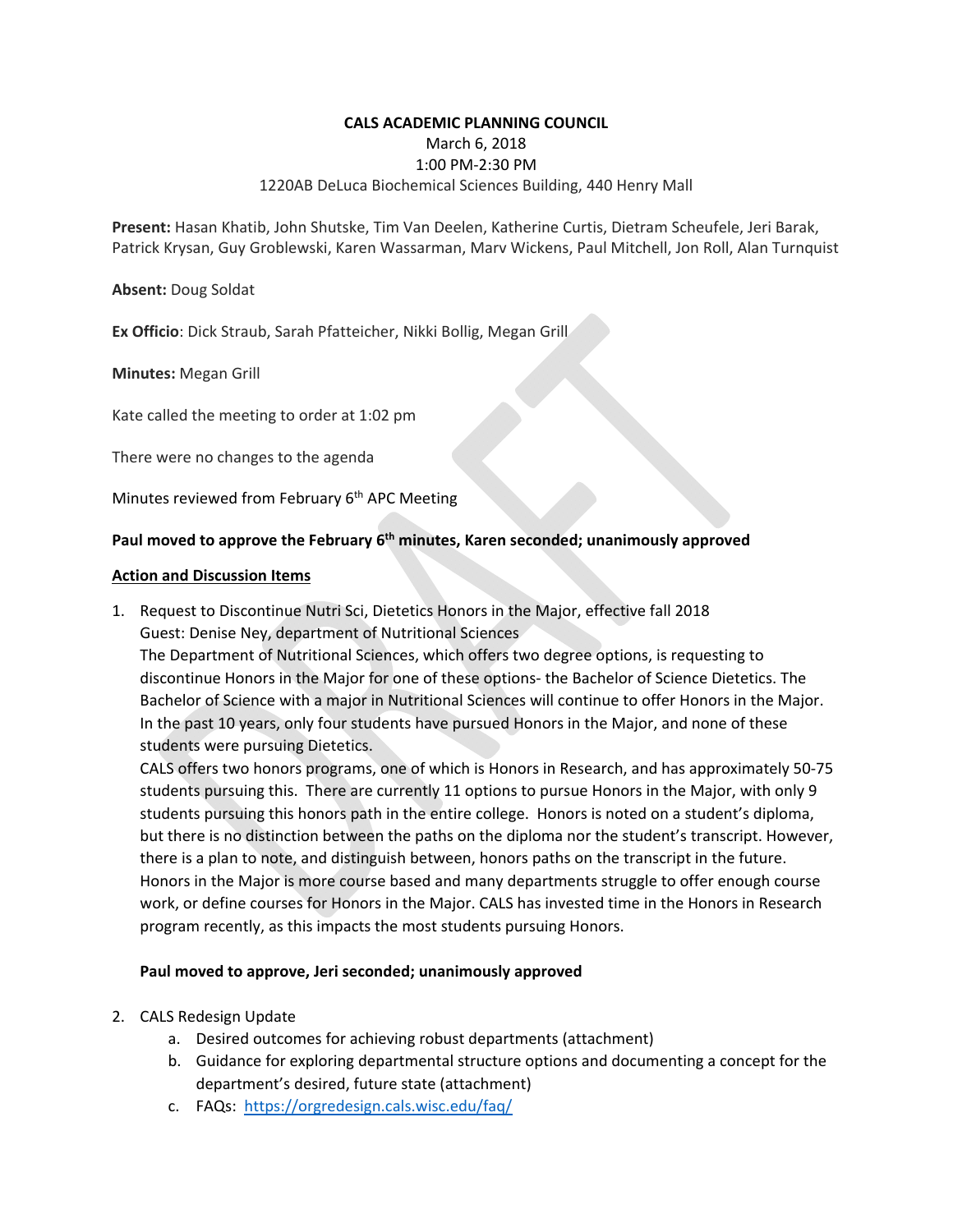**CALS ACADEMIC PLANNING COUNCIL**

March 6, 2018

1:00 PM-2:30 PM

1220AB DeLuca Biochemical Sciences Building, 440 Henry Mall

**Present:** Hasan Khatib, John Shutske, Tim Van Deelen, Katherine Curtis, Dietram Scheufele, Jeri Barak, Patrick Krysan, Guy Groblewski, Karen Wassarman, Marv Wickens, Paul Mitchell, Jon Roll, Alan Turnquist

**Absent:** Doug Soldat

**Ex Officio**: Dick Straub, Sarah Pfatteicher, Nikki Bollig, Megan Grill

**Minutes:** Megan Grill

Kate called the meeting to order at 1:02 pm

There were no changes to the agenda

Minutes reviewed from February 6th APC Meeting

**Paul moved to approve the February 6th minutes, Karen seconded; unanimously approved**

**Action and Discussion Items**

1. Request to Discontinue Nutri Sci, Dietetics Honors in the Major, effective fall 2018
   Guest: Denise Ney, department of Nutritional Sciences
   The Department of Nutritional Sciences, which offers two degree options, is requesting to discontinue Honors in the Major for one of these options- the Bachelor of Science Dietetics. The Bachelor of Science with a major in Nutritional Sciences will continue to offer Honors in the Major. In the past 10 years, only four students have pursued Honors in the Major, and none of these students were pursuing Dietetics.
   CALS offers two honors programs, one of which is Honors in Research, and has approximately 50-75 students pursuing this. There are currently 11 options to pursue Honors in the Major, with only 9 students pursuing this honors path in the entire college. Honors is noted on a student's diploma, but there is no distinction between the paths on the diploma nor the student's transcript. However, there is a plan to note, and distinguish between, honors paths on the transcript in the future. Honors in the Major is more course based and many departments struggle to offer enough course work, or define courses for Honors in the Major. CALS has invested time in the Honors in Research program recently, as this impacts the most students pursuing Honors.

   **Paul moved to approve, Jeri seconded; unanimously approved**

2. CALS Redesign Update
   a. Desired outcomes for achieving robust departments (attachment)
   b. Guidance for exploring departmental structure options and documenting a concept for the department's desired, future state (attachment)
   c. FAQs: https://orgredesign.cals.wisc.edu/faq/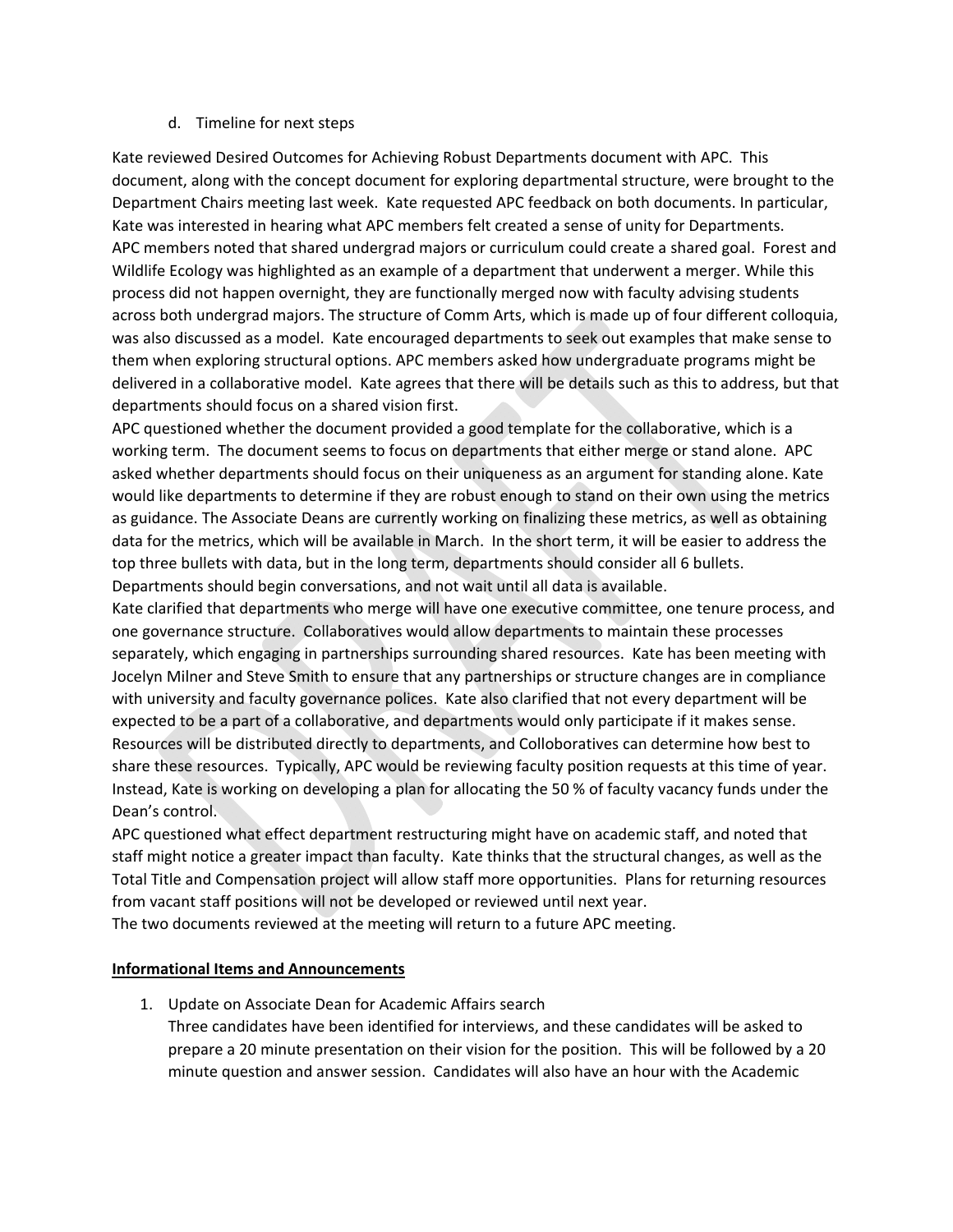d. Timeline for next steps

Kate reviewed Desired Outcomes for Achieving Robust Departments document with APC. This document, along with the concept document for exploring departmental structure, were brought to the Department Chairs meeting last week. Kate requested APC feedback on both documents. In particular, Kate was interested in hearing what APC members felt created a sense of unity for Departments.

APC members noted that shared undergrad majors or curriculum could create a shared goal. Forest and Wildlife Ecology was highlighted as an example of a department that underwent a merger. While this process did not happen overnight, they are functionally merged now with faculty advising students across both undergrad majors. The structure of Comm Arts, which is made up of four different colloquia, was also discussed as a model. Kate encouraged departments to seek out examples that make sense to them when exploring structural options. APC members asked how undergraduate programs might be delivered in a collaborative model. Kate agrees that there will be details such as this to address, but that departments should focus on a shared vision first.

APC questioned whether the document provided a good template for the collaborative, which is a working term. The document seems to focus on departments that either merge or stand alone. APC asked whether departments should focus on their uniqueness as an argument for standing alone. Kate would like departments to determine if they are robust enough to stand on their own using the metrics as guidance. The Associate Deans are currently working on finalizing these metrics, as well as obtaining data for the metrics, which will be available in March. In the short term, it will be easier to address the top three bullets with data, but in the long term, departments should consider all 6 bullets. Departments should begin conversations, and not wait until all data is available.

Kate clarified that departments who merge will have one executive committee, one tenure process, and one governance structure. Collaboratives would allow departments to maintain these processes separately, which engaging in partnerships surrounding shared resources. Kate has been meeting with Jocelyn Milner and Steve Smith to ensure that any partnerships or structure changes are in compliance with university and faculty governance polices. Kate also clarified that not every department will be expected to be a part of a collaborative, and departments would only participate if it makes sense. Resources will be distributed directly to departments, and Colloboratives can determine how best to share these resources. Typically, APC would be reviewing faculty position requests at this time of year. Instead, Kate is working on developing a plan for allocating the 50 % of faculty vacancy funds under the Dean's control.

APC questioned what effect department restructuring might have on academic staff, and noted that staff might notice a greater impact than faculty. Kate thinks that the structural changes, as well as the Total Title and Compensation project will allow staff more opportunities. Plans for returning resources from vacant staff positions will not be developed or reviewed until next year.

The two documents reviewed at the meeting will return to a future APC meeting.

**Informational Items and Announcements**

1. Update on Associate Dean for Academic Affairs search
   Three candidates have been identified for interviews, and these candidates will be asked to prepare a 20 minute presentation on their vision for the position. This will be followed by a 20 minute question and answer session. Candidates will also have an hour with the Academic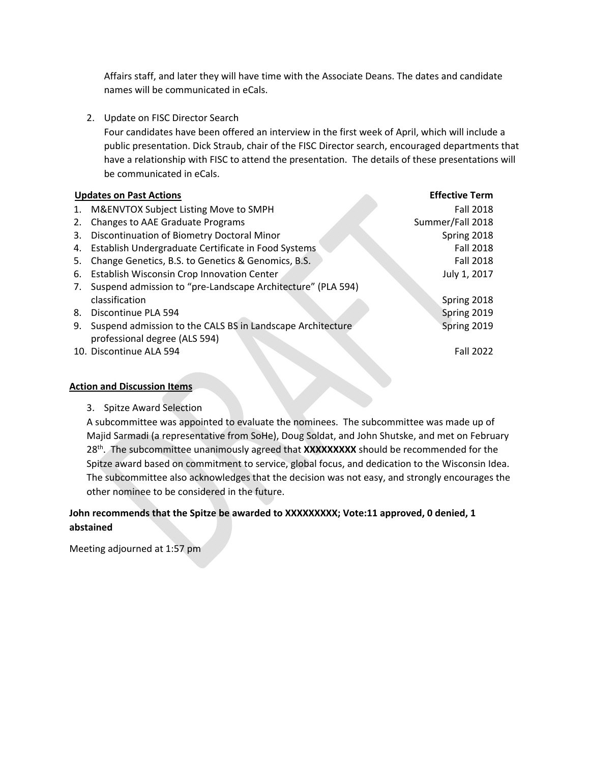Affairs staff, and later they will have time with the Associate Deans. The dates and candidate names will be communicated in eCals.

2. Update on FISC Director Search
   Four candidates have been offered an interview in the first week of April, which will include a public presentation. Dick Straub, chair of the FISC Director search, encouraged departments that have a relationship with FISC to attend the presentation. The details of these presentations will be communicated in eCals.

| **Updates on Past Actions** | **Effective Term** |
|---|---|
| 1. M&ENVTOX Subject Listing Move to SMPH | Fall 2018 |
| 2. Changes to AAE Graduate Programs | Summer/Fall 2018 |
| 3. Discontinuation of Biometry Doctoral Minor | Spring 2018 |
| 4. Establish Undergraduate Certificate in Food Systems | Fall 2018 |
| 5. Change Genetics, B.S. to Genetics & Genomics, B.S. | Fall 2018 |
| 6. Establish Wisconsin Crop Innovation Center | July 1, 2017 |
| 7. Suspend admission to "pre-Landscape Architecture" (PLA 594) classification | Spring 2018 |
| 8. Discontinue PLA 594 | Spring 2019 |
| 9. Suspend admission to the CALS BS in Landscape Architecture professional degree (ALS 594) | Spring 2019 |
| 10. Discontinue ALA 594 | Fall 2022 |

**Action and Discussion Items**

3. Spitze Award Selection

A subcommittee was appointed to evaluate the nominees. The subcommittee was made up of Majid Sarmadi (a representative from SoHe), Doug Soldat, and John Shutske, and met on February 28th. The subcommittee unanimously agreed that **XXXXXXXXX** should be recommended for the Spitze award based on commitment to service, global focus, and dedication to the Wisconsin Idea. The subcommittee also acknowledges that the decision was not easy, and strongly encourages the other nominee to be considered in the future.

**John recommends that the Spitze be awarded to XXXXXXXXX; Vote:11 approved, 0 denied, 1 abstained**

Meeting adjourned at 1:57 pm